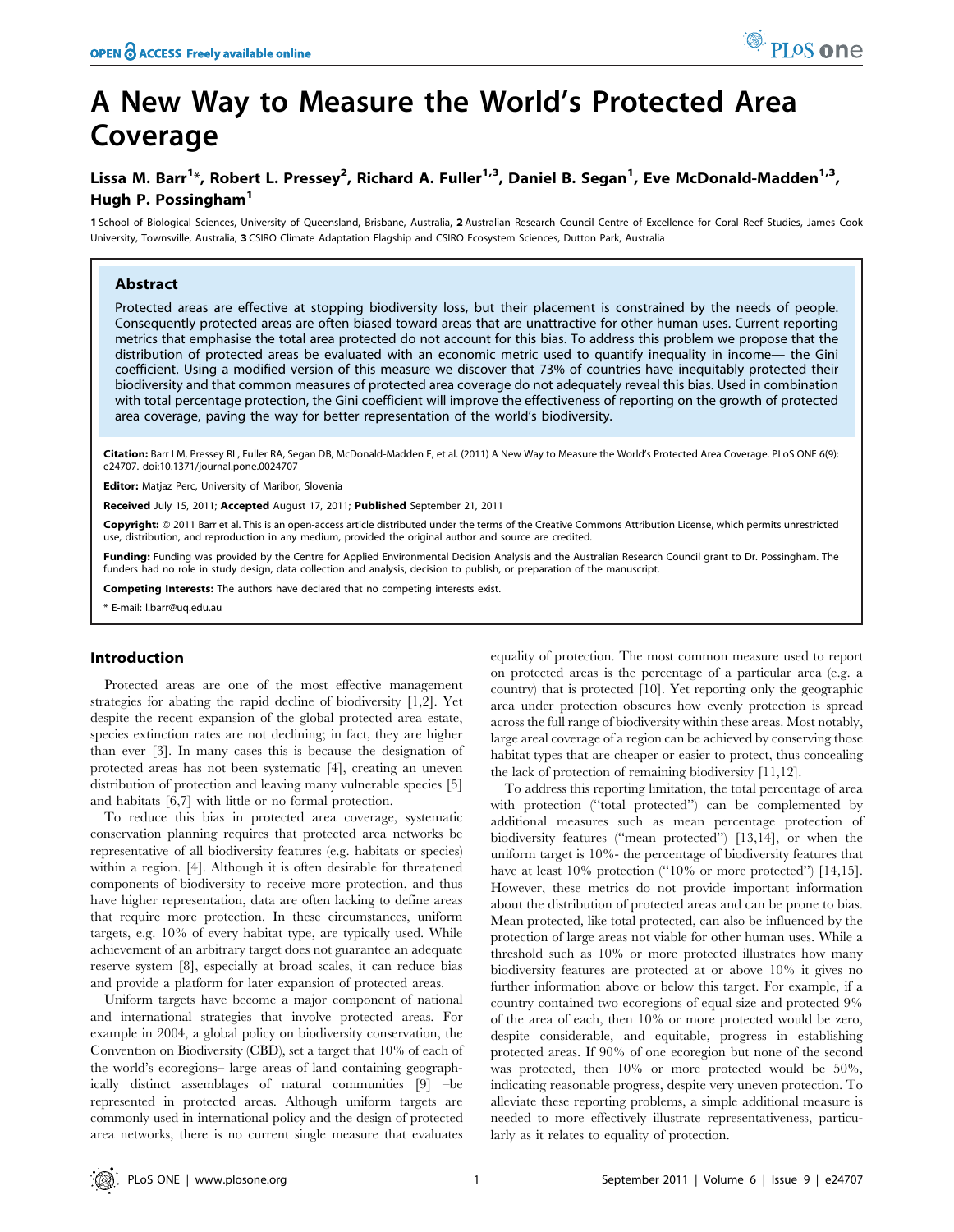# A New Way to Measure the World's Protected Area Coverage

**Lissa M. Barr[1]*, Robert L. Pressey[2], Richard A. Fuller[1,3], Daniel B. Segan[1], Eve McDonald-Madden[1,3], Hugh P. Possingham[1]**

**1** School of Biological Sciences, University of Queensland, Brisbane, Australia, **2** Australian Research Council Centre of Excellence for Coral Reef Studies, James Cook University, Townsville, Australia, **3** CSIRO Climate Adaptation Flagship and CSIRO Ecosystem Sciences, Dutton Park, Australia

## Abstract

Protected areas are effective at stopping biodiversity loss, but their placement is constrained by the needs of people. Consequently protected areas are often biased toward areas that are unattractive for other human uses. Current reporting metrics that emphasise the total area protected do not account for this bias. To address this problem we propose that the distribution of protected areas be evaluated with an economic metric used to quantify inequality in income— the Gini coefficient. Using a modified version of this measure we discover that 73% of countries have inequitably protected their biodiversity and that common measures of protected area coverage do not adequately reveal this bias. Used in combination with total percentage protection, the Gini coefficient will improve the effectiveness of reporting on the growth of protected area coverage, paving the way for better representation of the world's biodiversity.

**Citation:** Barr LM, Pressey RL, Fuller RA, Segan DB, McDonald-Madden E, et al. (2011) A New Way to Measure the World's Protected Area Coverage. PLoS ONE 6(9): e24707. doi:10.1371/journal.pone.0024707

**Editor:** Matjaz Perc, University of Maribor, Slovenia

**Received** July 15, 2011; **Accepted** August 17, 2011; **Published** September 21, 2011

**Copyright:** © 2011 Barr et al. This is an open-access article distributed under the terms of the Creative Commons Attribution License, which permits unrestricted use, distribution, and reproduction in any medium, provided the original author and source are credited.

**Funding:** Funding was provided by the Centre for Applied Environmental Decision Analysis and the Australian Research Council grant to Dr. Possingham. The funders had no role in study design, data collection and analysis, decision to publish, or preparation of the manuscript.

**Competing Interests:** The authors have declared that no competing interests exist.

* E-mail: l.barr@uq.edu.au

## Introduction

Protected areas are one of the most effective management strategies for abating the rapid decline of biodiversity [1,2]. Yet despite the recent expansion of the global protected area estate, species extinction rates are not declining; in fact, they are higher than ever [3]. In many cases this is because the designation of protected areas has not been systematic [4], creating an uneven distribution of protection and leaving many vulnerable species [5] and habitats [6,7] with little or no formal protection.

To reduce this bias in protected area coverage, systematic conservation planning requires that protected area networks be representative of all biodiversity features (e.g. habitats or species) within a region. [4]. Although it is often desirable for threatened components of biodiversity to receive more protection, and thus have higher representation, data are often lacking to define areas that require more protection. In these circumstances, uniform targets, e.g. 10% of every habitat type, are typically used. While achievement of an arbitrary target does not guarantee an adequate reserve system [8], especially at broad scales, it can reduce bias and provide a platform for later expansion of protected areas.

Uniform targets have become a major component of national and international strategies that involve protected areas. For example in 2004, a global policy on biodiversity conservation, the Convention on Biodiversity (CBD), set a target that 10% of each of the world's ecoregions– large areas of land containing geographically distinct assemblages of natural communities [9] –be represented in protected areas. Although uniform targets are commonly used in international policy and the design of protected area networks, there is no current single measure that evaluates equality of protection. The most common measure used to report on protected areas is the percentage of a particular area (e.g. a country) that is protected [10]. Yet reporting only the geographic area under protection obscures how evenly protection is spread across the full range of biodiversity within these areas. Most notably, large areal coverage of a region can be achieved by conserving those habitat types that are cheaper or easier to protect, thus concealing the lack of protection of remaining biodiversity [11,12].

To address this reporting limitation, the total percentage of area with protection ("total protected") can be complemented by additional measures such as mean percentage protection of biodiversity features ("mean protected") [13,14], or when the uniform target is 10%- the percentage of biodiversity features that have at least 10% protection ("10% or more protected") [14,15]. However, these metrics do not provide important information about the distribution of protected areas and can be prone to bias. Mean protected, like total protected, can also be influenced by the protection of large areas not viable for other human uses. While a threshold such as 10% or more protected illustrates how many biodiversity features are protected at or above 10% it gives no further information above or below this target. For example, if a country contained two ecoregions of equal size and protected 9% of the area of each, then 10% or more protected would be zero, despite considerable, and equitable, progress in establishing protected areas. If 90% of one ecoregion but none of the second was protected, then 10% or more protected would be 50%, indicating reasonable progress, despite very uneven protection. To alleviate these reporting problems, a simple additional measure is needed to more effectively illustrate representativeness, particularly as it relates to equality of protection.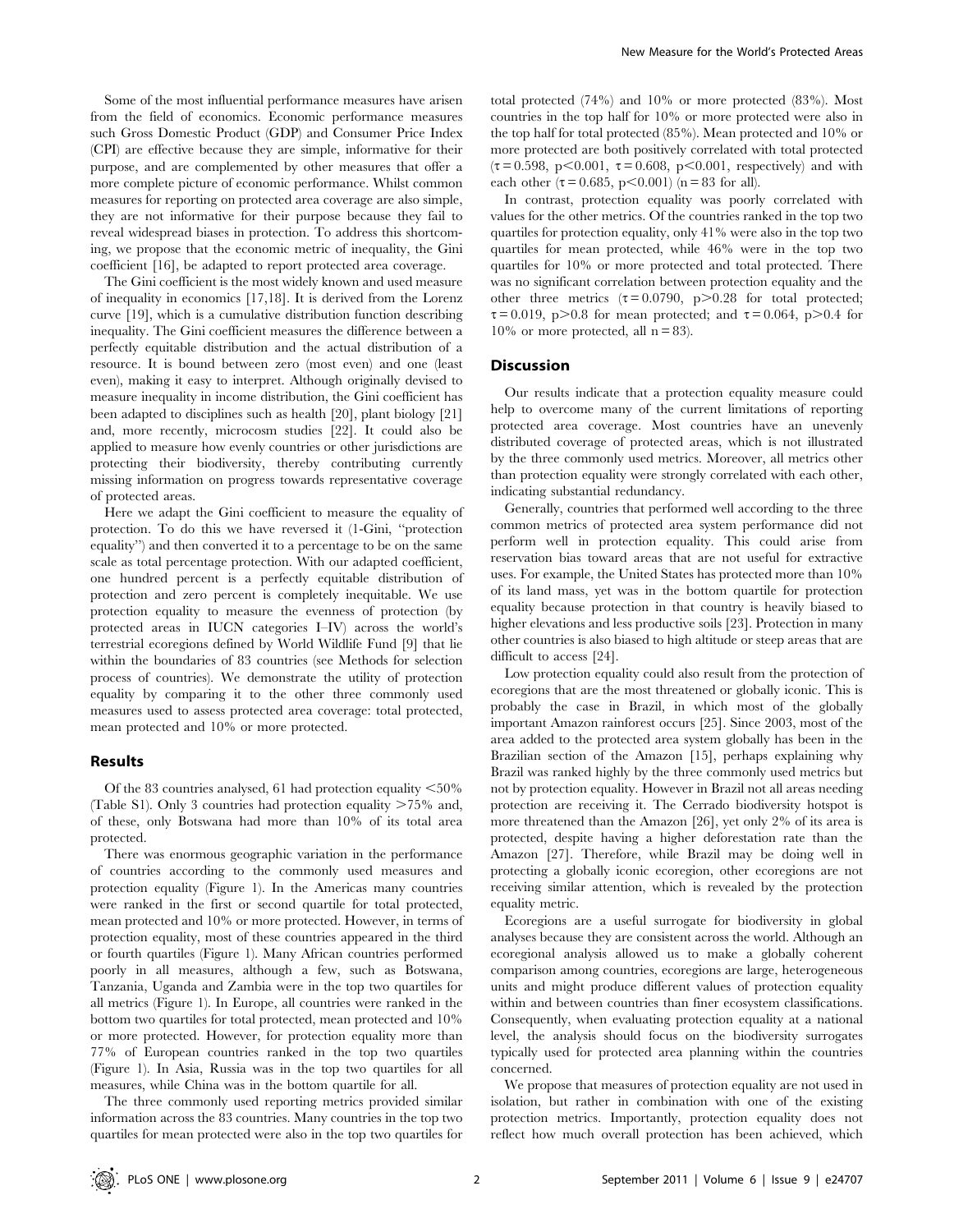Some of the most influential performance measures have arisen from the field of economics. Economic performance measures such Gross Domestic Product (GDP) and Consumer Price Index (CPI) are effective because they are simple, informative for their purpose, and are complemented by other measures that offer a more complete picture of economic performance. Whilst common measures for reporting on protected area coverage are also simple, they are not informative for their purpose because they fail to reveal widespread biases in protection. To address this shortcoming, we propose that the economic metric of inequality, the Gini coefficient [16], be adapted to report protected area coverage.

The Gini coefficient is the most widely known and used measure of inequality in economics [17,18]. It is derived from the Lorenz curve [19], which is a cumulative distribution function describing inequality. The Gini coefficient measures the difference between a perfectly equitable distribution and the actual distribution of a resource. It is bound between zero (most even) and one (least even), making it easy to interpret. Although originally devised to measure inequality in income distribution, the Gini coefficient has been adapted to disciplines such as health [20], plant biology [21] and, more recently, microcosm studies [22]. It could also be applied to measure how evenly countries or other jurisdictions are protecting their biodiversity, thereby contributing currently missing information on progress towards representative coverage of protected areas.

Here we adapt the Gini coefficient to measure the equality of protection. To do this we have reversed it (1-Gini, "protection equality") and then converted it to a percentage to be on the same scale as total percentage protection. With our adapted coefficient, one hundred percent is a perfectly equitable distribution of protection and zero percent is completely inequitable. We use protection equality to measure the evenness of protection (by protected areas in IUCN categories I–IV) across the world's terrestrial ecoregions defined by World Wildlife Fund [9] that lie within the boundaries of 83 countries (see Methods for selection process of countries). We demonstrate the utility of protection equality by comparing it to the other three commonly used measures used to assess protected area coverage: total protected, mean protected and 10% or more protected.

## Results

Of the 83 countries analysed, 61 had protection equality <50% (Table S1). Only 3 countries had protection equality >75% and, of these, only Botswana had more than 10% of its total area protected.

There was enormous geographic variation in the performance of countries according to the commonly used measures and protection equality (Figure 1). In the Americas many countries were ranked in the first or second quartile for total protected, mean protected and 10% or more protected. However, in terms of protection equality, most of these countries appeared in the third or fourth quartiles (Figure 1). Many African countries performed poorly in all measures, although a few, such as Botswana, Tanzania, Uganda and Zambia were in the top two quartiles for all metrics (Figure 1). In Europe, all countries were ranked in the bottom two quartiles for total protected, mean protected and 10% or more protected. However, for protection equality more than 77% of European countries ranked in the top two quartiles (Figure 1). In Asia, Russia was in the top two quartiles for all measures, while China was in the bottom quartile for all.

The three commonly used reporting metrics provided similar information across the 83 countries. Many countries in the top two quartiles for mean protected were also in the top two quartiles for total protected (74%) and 10% or more protected (83%). Most countries in the top half for 10% or more protected were also in the top half for total protected (85%). Mean protected and 10% or more protected are both positively correlated with total protected ($\tau = 0.598$, $p < 0.001$, $\tau = 0.608$, $p < 0.001$, respectively) and with each other ($\tau = 0.685$, $p < 0.001$) ($n = 83$ for all).

In contrast, protection equality was poorly correlated with values for the other metrics. Of the countries ranked in the top two quartiles for protection equality, only 41% were also in the top two quartiles for mean protected, while 46% were in the top two quartiles for 10% or more protected and total protected. There was no significant correlation between protection equality and the other three metrics ($\tau = 0.0790$, $p > 0.28$ for total protected; $\tau = 0.019$, $p > 0.8$ for mean protected; and $\tau = 0.064$, $p > 0.4$ for 10% or more protected, all $n = 83$).

## Discussion

Our results indicate that a protection equality measure could help to overcome many of the current limitations of reporting protected area coverage. Most countries have an unevenly distributed coverage of protected areas, which is not illustrated by the three commonly used metrics. Moreover, all metrics other than protection equality were strongly correlated with each other, indicating substantial redundancy.

Generally, countries that performed well according to the three common metrics of protected area system performance did not perform well in protection equality. This could arise from reservation bias toward areas that are not useful for extractive uses. For example, the United States has protected more than 10% of its land mass, yet was in the bottom quartile for protection equality because protection in that country is heavily biased to higher elevations and less productive soils [23]. Protection in many other countries is also biased to high altitude or steep areas that are difficult to access [24].

Low protection equality could also result from the protection of ecoregions that are the most threatened or globally iconic. This is probably the case in Brazil, in which most of the globally important Amazon rainforest occurs [25]. Since 2003, most of the area added to the protected area system globally has been in the Brazilian section of the Amazon [15], perhaps explaining why Brazil was ranked highly by the three commonly used metrics but not by protection equality. However in Brazil not all areas needing protection are receiving it. The Cerrado biodiversity hotspot is more threatened than the Amazon [26], yet only 2% of its area is protected, despite having a higher deforestation rate than the Amazon [27]. Therefore, while Brazil may be doing well in protecting a globally iconic ecoregion, other ecoregions are not receiving similar attention, which is revealed by the protection equality metric.

Ecoregions are a useful surrogate for biodiversity in global analyses because they are consistent across the world. Although an ecoregional analysis allowed us to make a globally coherent comparison among countries, ecoregions are large, heterogeneous units and might produce different values of protection equality within and between countries than finer ecosystem classifications. Consequently, when evaluating protection equality at a national level, the analysis should focus on the biodiversity surrogates typically used for protected area planning within the countries concerned.

We propose that measures of protection equality are not used in isolation, but rather in combination with one of the existing protection metrics. Importantly, protection equality does not reflect how much overall protection has been achieved, which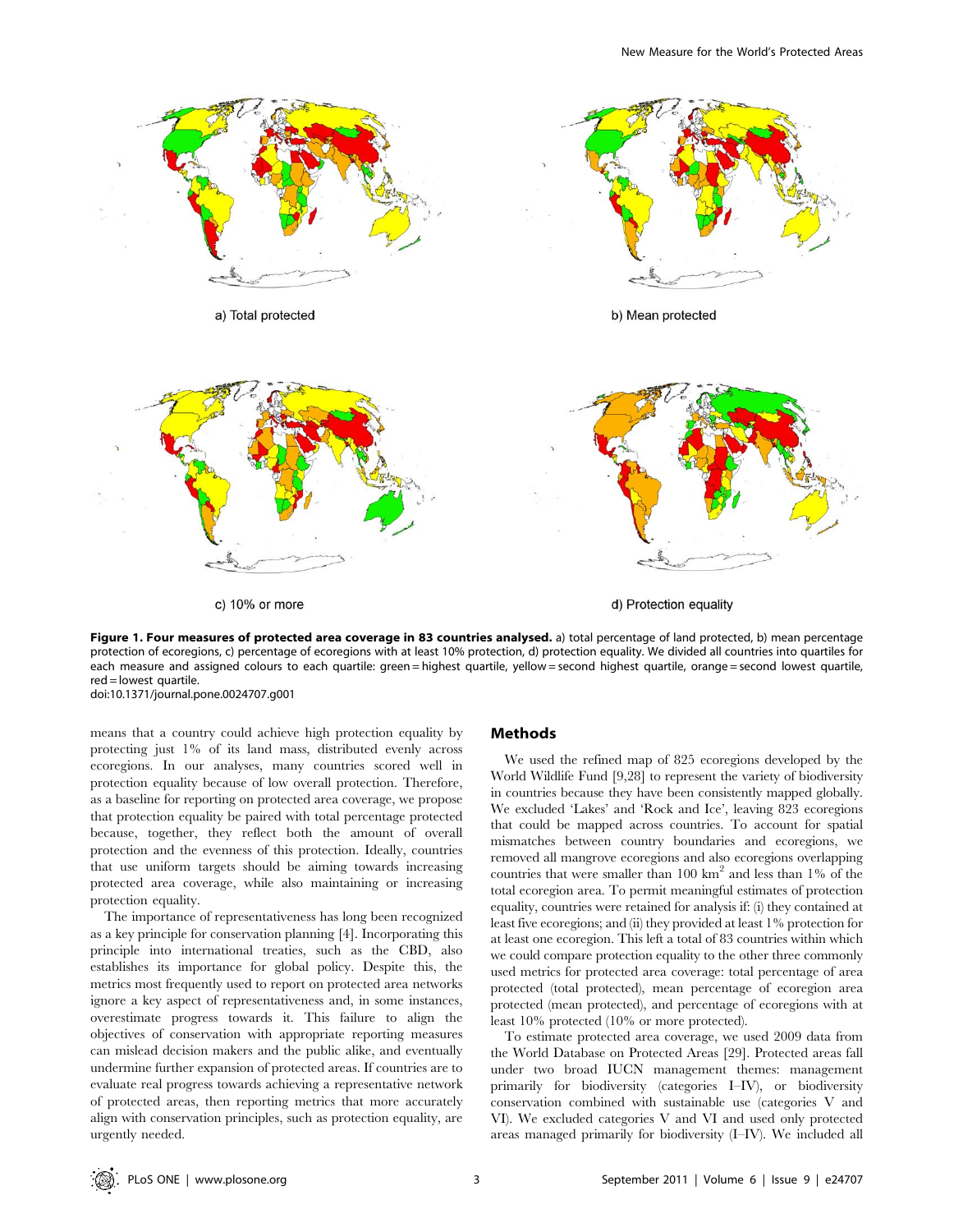a) Total protected

b) Mean protected

c) 10% or more

d) Protection equality

**Figure 1. Four measures of protected area coverage in 83 countries analysed.** a) total percentage of land protected, b) mean percentage protection of ecoregions, c) percentage of ecoregions with at least 10% protection, d) protection equality. We divided all countries into quartiles for each measure and assigned colours to each quartile: green = highest quartile, yellow = second highest quartile, orange = second lowest quartile, red = lowest quartile.
doi:10.1371/journal.pone.0024707.g001

means that a country could achieve high protection equality by protecting just 1% of its land mass, distributed evenly across ecoregions. In our analyses, many countries scored well in protection equality because of low overall protection. Therefore, as a baseline for reporting on protected area coverage, we propose that protection equality be paired with total percentage protected because, together, they reflect both the amount of overall protection and the evenness of this protection. Ideally, countries that use uniform targets should be aiming towards increasing protected area coverage, while also maintaining or increasing protection equality.

The importance of representativeness has long been recognized as a key principle for conservation planning [4]. Incorporating this principle into international treaties, such as the CBD, also establishes its importance for global policy. Despite this, the metrics most frequently used to report on protected area networks ignore a key aspect of representativeness and, in some instances, overestimate progress towards it. This failure to align the objectives of conservation with appropriate reporting measures can mislead decision makers and the public alike, and eventually undermine further expansion of protected areas. If countries are to evaluate real progress towards achieving a representative network of protected areas, then reporting metrics that more accurately align with conservation principles, such as protection equality, are urgently needed.

## Methods

We used the refined map of 825 ecoregions developed by the World Wildlife Fund [9,28] to represent the variety of biodiversity in countries because they have been consistently mapped globally. We excluded 'Lakes' and 'Rock and Ice', leaving 823 ecoregions that could be mapped across countries. To account for spatial mismatches between country boundaries and ecoregions, we removed all mangrove ecoregions and also ecoregions overlapping countries that were smaller than 100 $km^2$ and less than 1% of the total ecoregion area. To permit meaningful estimates of protection equality, countries were retained for analysis if: (i) they contained at least five ecoregions; and (ii) they provided at least 1% protection for at least one ecoregion. This left a total of 83 countries within which we could compare protection equality to the other three commonly used metrics for protected area coverage: total percentage of area protected (total protected), mean percentage of ecoregion area protected (mean protected), and percentage of ecoregions with at least 10% protected (10% or more protected).

To estimate protected area coverage, we used 2009 data from the World Database on Protected Areas [29]. Protected areas fall under two broad IUCN management themes: management primarily for biodiversity (categories I–IV), or biodiversity conservation combined with sustainable use (categories V and VI). We excluded categories V and VI and used only protected areas managed primarily for biodiversity (I–IV). We included all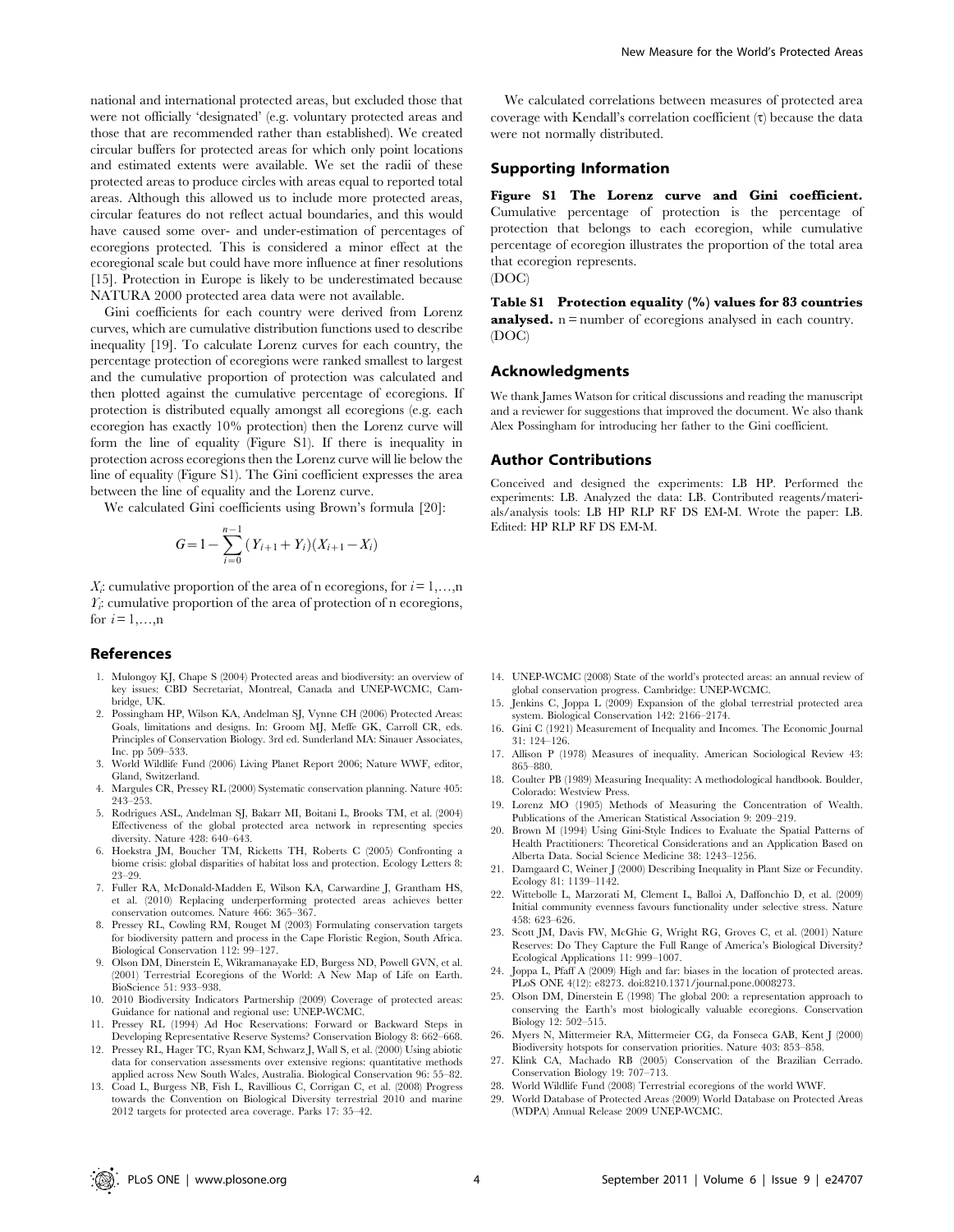national and international protected areas, but excluded those that were not officially 'designated' (e.g. voluntary protected areas and those that are recommended rather than established). We created circular buffers for protected areas for which only point locations and estimated extents were available. We set the radii of these protected areas to produce circles with areas equal to reported total areas. Although this allowed us to include more protected areas, circular features do not reflect actual boundaries, and this would have caused some over- and under-estimation of percentages of ecoregions protected. This is considered a minor effect at the ecoregional scale but could have more influence at finer resolutions [15]. Protection in Europe is likely to be underestimated because NATURA 2000 protected area data were not available.

Gini coefficients for each country were derived from Lorenz curves, which are cumulative distribution functions used to describe inequality [19]. To calculate Lorenz curves for each country, the percentage protection of ecoregions were ranked smallest to largest and the cumulative proportion of protection was calculated and then plotted against the cumulative percentage of ecoregions. If protection is distributed equally amongst all ecoregions (e.g. each ecoregion has exactly 10% protection) then the Lorenz curve will form the line of equality (Figure S1). If there is inequality in protection across ecoregions then the Lorenz curve will lie below the line of equality (Figure S1). The Gini coefficient expresses the area between the line of equality and the Lorenz curve.

We calculated Gini coefficients using Brown's formula [20]:

$$G = 1 - \sum_{i=0}^{n-1} (Y_{i+1} + Y_i)(X_{i+1} - X_i)$$

$X_i$: cumulative proportion of the area of n ecoregions, for $i = 1,\ldots,$n
$Y_i$: cumulative proportion of the area of protection of n ecoregions, for $i = 1,\ldots,$n

We calculated correlations between measures of protected area coverage with Kendall's correlation coefficient ($\tau$) because the data were not normally distributed.

## Supporting Information

**Figure S1 The Lorenz curve and Gini coefficient.** Cumulative percentage of protection is the percentage of protection that belongs to each ecoregion, while cumulative percentage of ecoregion illustrates the proportion of the total area that ecoregion represents.
(DOC)

**Table S1 Protection equality (%) values for 83 countries analysed.** n = number of ecoregions analysed in each country.
(DOC)

## Acknowledgments

We thank James Watson for critical discussions and reading the manuscript and a reviewer for suggestions that improved the document. We also thank Alex Possingham for introducing her father to the Gini coefficient.

## Author Contributions

Conceived and designed the experiments: LB HP. Performed the experiments: LB. Analyzed the data: LB. Contributed reagents/materials/analysis tools: LB HP RLP RF DS EM-M. Wrote the paper: LB. Edited: HP RLP RF DS EM-M.

## References

1. Mulongoy KJ, Chape S (2004) Protected areas and biodiversity: an overview of key issues: CBD Secretariat, Montreal, Canada and UNEP-WCMC, Cambridge, UK.
2. Possingham HP, Wilson KA, Andelman SJ, Vynne CH (2006) Protected Areas: Goals, limitations and designs. In: Groom MJ, Meffe GK, Carroll CR, eds. Principles of Conservation Biology. 3rd ed. Sunderland MA: Sinauer Associates, Inc. pp 509–533.
3. World Wildlife Fund (2006) Living Planet Report 2006; Nature WWF, editor, Gland, Switzerland.
4. Margules CR, Pressey RL (2000) Systematic conservation planning. Nature 405: 243–253.
5. Rodrigues ASL, Andelman SJ, Bakarr MI, Boitani L, Brooks TM, et al. (2004) Effectiveness of the global protected area network in representing species diversity. Nature 428: 640–643.
6. Hoekstra JM, Boucher TM, Ricketts TH, Roberts C (2005) Confronting a biome crisis: global disparities of habitat loss and protection. Ecology Letters 8: 23–29.
7. Fuller RA, McDonald-Madden E, Wilson KA, Carwardine J, Grantham HS, et al. (2010) Replacing underperforming protected areas achieves better conservation outcomes. Nature 466: 365–367.
8. Pressey RL, Cowling RM, Rouget M (2003) Formulating conservation targets for biodiversity pattern and process in the Cape Floristic Region, South Africa. Biological Conservation 112: 99–127.
9. Olson DM, Dinerstein E, Wikramanayake ED, Burgess ND, Powell GVN, et al. (2001) Terrestrial Ecoregions of the World: A New Map of Life on Earth. BioScience 51: 933–938.
10. 2010 Biodiversity Indicators Partnership (2009) Coverage of protected areas: Guidance for national and regional use: UNEP-WCMC.
11. Pressey RL (1994) Ad Hoc Reservations: Forward or Backward Steps in Developing Representative Reserve Systems? Conservation Biology 8: 662–668.
12. Pressey RL, Hager TC, Ryan KM, Schwarz J, Wall S, et al. (2000) Using abiotic data for conservation assessments over extensive regions: quantitative methods applied across New South Wales, Australia. Biological Conservation 96: 55–82.
13. Coad L, Burgess NB, Fish L, Ravillious C, Corrigan C, et al. (2008) Progress towards the Convention on Biological Diversity terrestrial 2010 and marine 2012 targets for protected area coverage. Parks 17: 35–42.
14. UNEP-WCMC (2008) State of the world's protected areas: an annual review of global conservation progress. Cambridge: UNEP-WCMC.
15. Jenkins C, Joppa L (2009) Expansion of the global terrestrial protected area system. Biological Conservation 142: 2166–2174.
16. Gini C (1921) Measurement of Inequality and Incomes. The Economic Journal 31: 124–126.
17. Allison P (1978) Measures of inequality. American Sociological Review 43: 865–880.
18. Coulter PB (1989) Measuring Inequality: A methodological handbook. Boulder, Colorado: Westview Press.
19. Lorenz MO (1905) Methods of Measuring the Concentration of Wealth. Publications of the American Statistical Association 9: 209–219.
20. Brown M (1994) Using Gini-Style Indices to Evaluate the Spatial Patterns of Health Practitioners: Theoretical Considerations and an Application Based on Alberta Data. Social Science Medicine 38: 1243–1256.
21. Damgaard C, Weiner J (2000) Describing Inequality in Plant Size or Fecundity. Ecology 81: 1139–1142.
22. Wittebolle L, Marzorati M, Clement L, Balloi A, Daffonchio D, et al. (2009) Initial community evenness favours functionality under selective stress. Nature 458: 623–626.
23. Scott JM, Davis FW, McGhie G, Wright RG, Groves C, et al. (2001) Nature Reserves: Do They Capture the Full Range of America's Biological Diversity? Ecological Applications 11: 999–1007.
24. Joppa L, Pfaff A (2009) High and far: biases in the location of protected areas. PLoS ONE 4(12): e8273. doi:8210.1371/journal.pone.0008273.
25. Olson DM, Dinerstein E (1998) The global 200: a representation approach to conserving the Earth's most biologically valuable ecoregions. Conservation Biology 12: 502–515.
26. Myers N, Mittermeier RA, Mittermeier CG, da Fonseca GAB, Kent J (2000) Biodiversity hotspots for conservation priorities. Nature 403: 853–858.
27. Klink CA, Machado RB (2005) Conservation of the Brazilian Cerrado. Conservation Biology 19: 707–713.
28. World Wildlife Fund (2008) Terrestrial ecoregions of the world WWF.
29. World Database of Protected Areas (2009) World Database on Protected Areas (WDPA) Annual Release 2009 UNEP-WCMC.